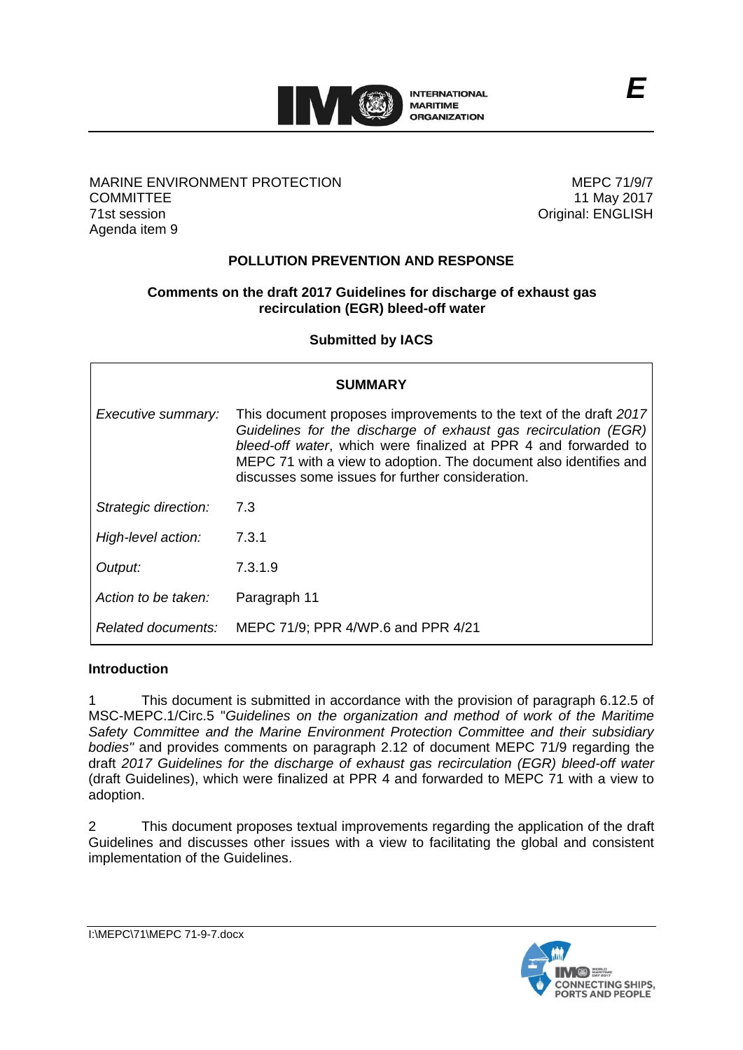**E**

MARINE ENVIRONMENT PROTECTION COMMITTEE
71st session
Agenda item 9

MEPC 71/9/7
11 May 2017
Original: ENGLISH

## POLLUTION PREVENTION AND RESPONSE

### Comments on the draft 2017 Guidelines for discharge of exhaust gas recirculation (EGR) bleed-off water

**Submitted by IACS**

| SUMMARY | |
|---|---|
| *Executive summary:* | This document proposes improvements to the text of the draft *2017 Guidelines for the discharge of exhaust gas recirculation (EGR) bleed-off water*, which were finalized at PPR 4 and forwarded to MEPC 71 with a view to adoption. The document also identifies and discusses some issues for further consideration. |
| *Strategic direction:* | 7.3 |
| *High-level action:* | 7.3.1 |
| *Output:* | 7.3.1.9 |
| *Action to be taken:* | Paragraph 11 |
| *Related documents:* | MEPC 71/9; PPR 4/WP.6 and PPR 4/21 |

**Introduction**

1 This document is submitted in accordance with the provision of paragraph 6.12.5 of MSC-MEPC.1/Circ.5 "*Guidelines on the organization and method of work of the Maritime Safety Committee and the Marine Environment Protection Committee and their subsidiary bodies"* and provides comments on paragraph 2.12 of document MEPC 71/9 regarding the draft *2017 Guidelines for the discharge of exhaust gas recirculation (EGR) bleed-off water* (draft Guidelines), which were finalized at PPR 4 and forwarded to MEPC 71 with a view to adoption.

2 This document proposes textual improvements regarding the application of the draft Guidelines and discusses other issues with a view to facilitating the global and consistent implementation of the Guidelines.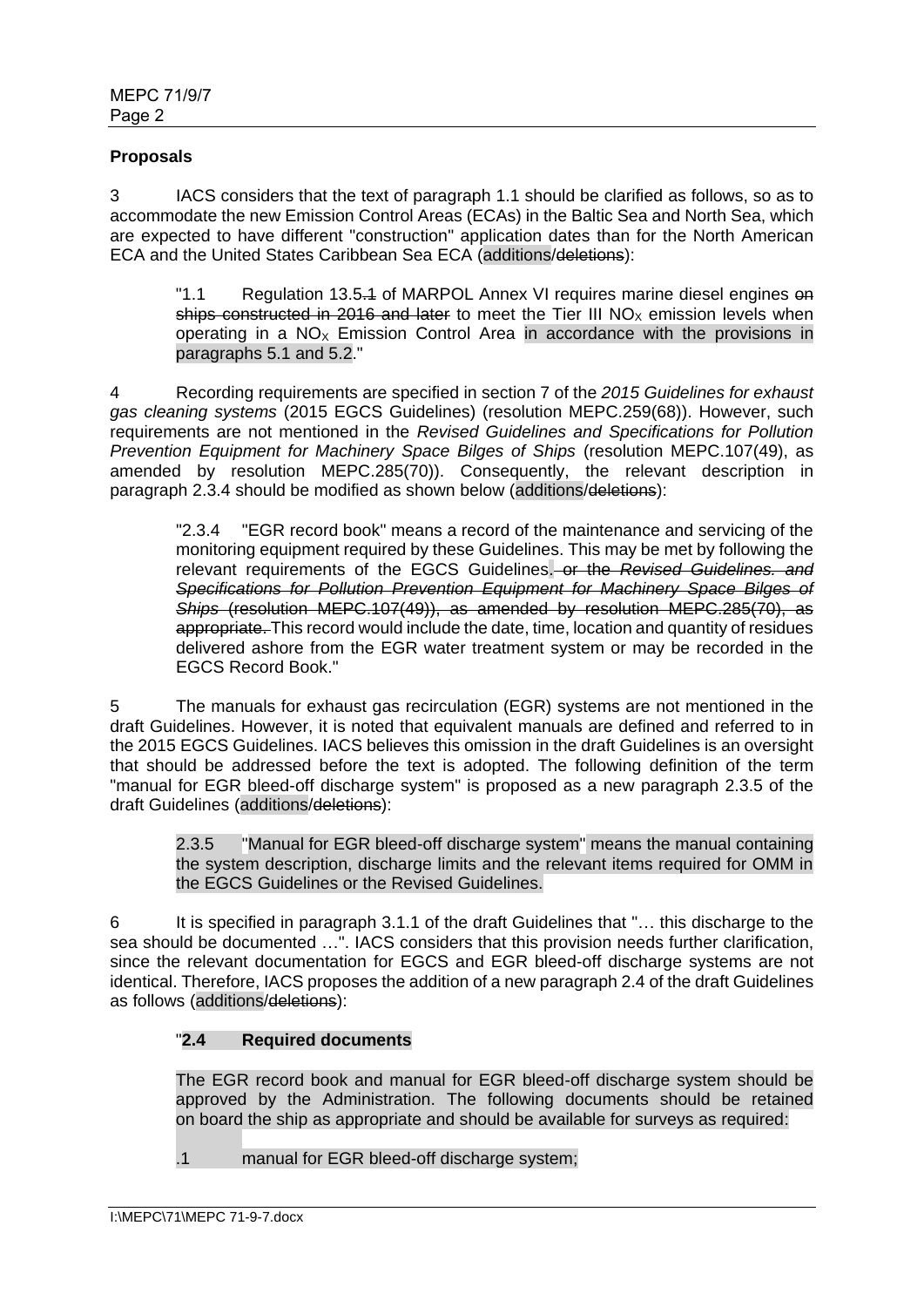**Proposals**

3 IACS considers that the text of paragraph 1.1 should be clarified as follows, so as to accommodate the new Emission Control Areas (ECAs) in the Baltic Sea and North Sea, which are expected to have different "construction" application dates than for the North American ECA and the United States Caribbean Sea ECA (additions/~~deletions~~):

> "1.1 Regulation 13.5~~.1~~ of MARPOL Annex VI requires marine diesel engines ~~on ships constructed in 2016 and later~~ to meet the Tier III $NO_X$ emission levels when operating in a $NO_X$ Emission Control Area in accordance with the provisions in paragraphs 5.1 and 5.2."

4 Recording requirements are specified in section 7 of the *2015 Guidelines for exhaust gas cleaning systems* (2015 EGCS Guidelines) (resolution MEPC.259(68)). However, such requirements are not mentioned in the *Revised Guidelines and Specifications for Pollution Prevention Equipment for Machinery Space Bilges of Ships* (resolution MEPC.107(49), as amended by resolution MEPC.285(70)). Consequently, the relevant description in paragraph 2.3.4 should be modified as shown below (additions/~~deletions~~):

> "2.3.4 "EGR record book" means a record of the maintenance and servicing of the monitoring equipment required by these Guidelines. This may be met by following the relevant requirements of the EGCS Guidelines~~. or the *Revised Guidelines. and Specifications for Pollution Prevention Equipment for Machinery Space Bilges of Ships* (resolution MEPC.107(49)), as amended by resolution MEPC.285(70), as appropriate.~~ This record would include the date, time, location and quantity of residues delivered ashore from the EGR water treatment system or may be recorded in the EGCS Record Book."

5 The manuals for exhaust gas recirculation (EGR) systems are not mentioned in the draft Guidelines. However, it is noted that equivalent manuals are defined and referred to in the 2015 EGCS Guidelines. IACS believes this omission in the draft Guidelines is an oversight that should be addressed before the text is adopted. The following definition of the term "manual for EGR bleed-off discharge system" is proposed as a new paragraph 2.3.5 of the draft Guidelines (additions/~~deletions~~):

> 2.3.5 "Manual for EGR bleed-off discharge system" means the manual containing the system description, discharge limits and the relevant items required for OMM in the EGCS Guidelines or the Revised Guidelines.

6 It is specified in paragraph 3.1.1 of the draft Guidelines that "… this discharge to the sea should be documented …". IACS considers that this provision needs further clarification, since the relevant documentation for EGCS and EGR bleed-off discharge systems are not identical. Therefore, IACS proposes the addition of a new paragraph 2.4 of the draft Guidelines as follows (additions/~~deletions~~):

> "**2.4 Required documents**
>
> The EGR record book and manual for EGR bleed-off discharge system should be approved by the Administration. The following documents should be retained on board the ship as appropriate and should be available for surveys as required:
>
> .1 manual for EGR bleed-off discharge system;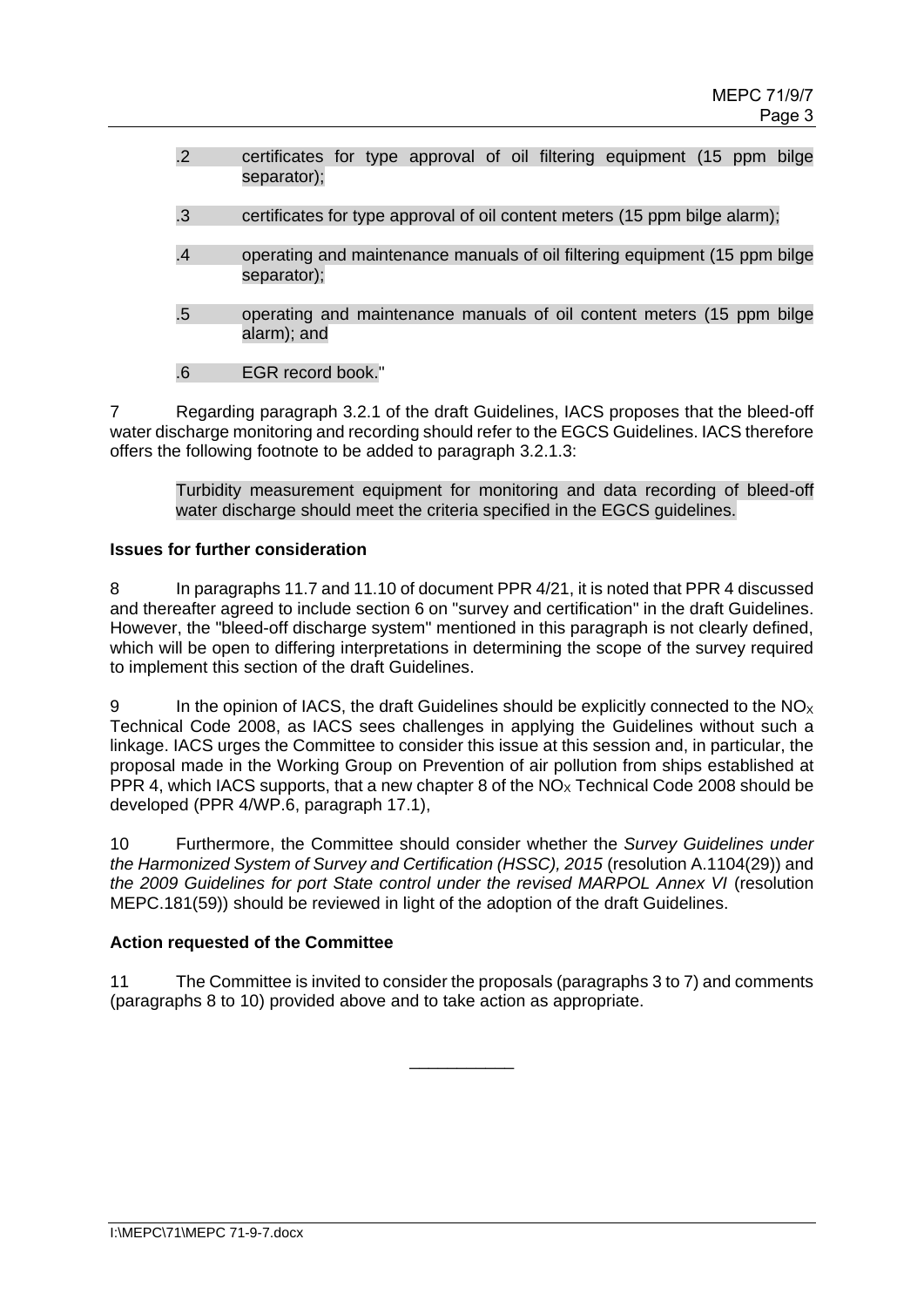.2 certificates for type approval of oil filtering equipment (15 ppm bilge separator);

.3 certificates for type approval of oil content meters (15 ppm bilge alarm);

.4 operating and maintenance manuals of oil filtering equipment (15 ppm bilge separator);

.5 operating and maintenance manuals of oil content meters (15 ppm bilge alarm); and

.6 EGR record book."

7 Regarding paragraph 3.2.1 of the draft Guidelines, IACS proposes that the bleed-off water discharge monitoring and recording should refer to the EGCS Guidelines. IACS therefore offers the following footnote to be added to paragraph 3.2.1.3:

> Turbidity measurement equipment for monitoring and data recording of bleed-off water discharge should meet the criteria specified in the EGCS guidelines.

**Issues for further consideration**

8 In paragraphs 11.7 and 11.10 of document PPR 4/21, it is noted that PPR 4 discussed and thereafter agreed to include section 6 on "survey and certification" in the draft Guidelines. However, the "bleed-off discharge system" mentioned in this paragraph is not clearly defined, which will be open to differing interpretations in determining the scope of the survey required to implement this section of the draft Guidelines.

9 In the opinion of IACS, the draft Guidelines should be explicitly connected to the $NO_X$ Technical Code 2008, as IACS sees challenges in applying the Guidelines without such a linkage. IACS urges the Committee to consider this issue at this session and, in particular, the proposal made in the Working Group on Prevention of air pollution from ships established at PPR 4, which IACS supports, that a new chapter 8 of the $NO_X$ Technical Code 2008 should be developed (PPR 4/WP.6, paragraph 17.1),

10 Furthermore, the Committee should consider whether the *Survey Guidelines under the Harmonized System of Survey and Certification (HSSC), 2015* (resolution A.1104(29)) and *the 2009 Guidelines for port State control under the revised MARPOL Annex VI* (resolution MEPC.181(59)) should be reviewed in light of the adoption of the draft Guidelines.

**Action requested of the Committee**

11 The Committee is invited to consider the proposals (paragraphs 3 to 7) and comments (paragraphs 8 to 10) provided above and to take action as appropriate.

___________